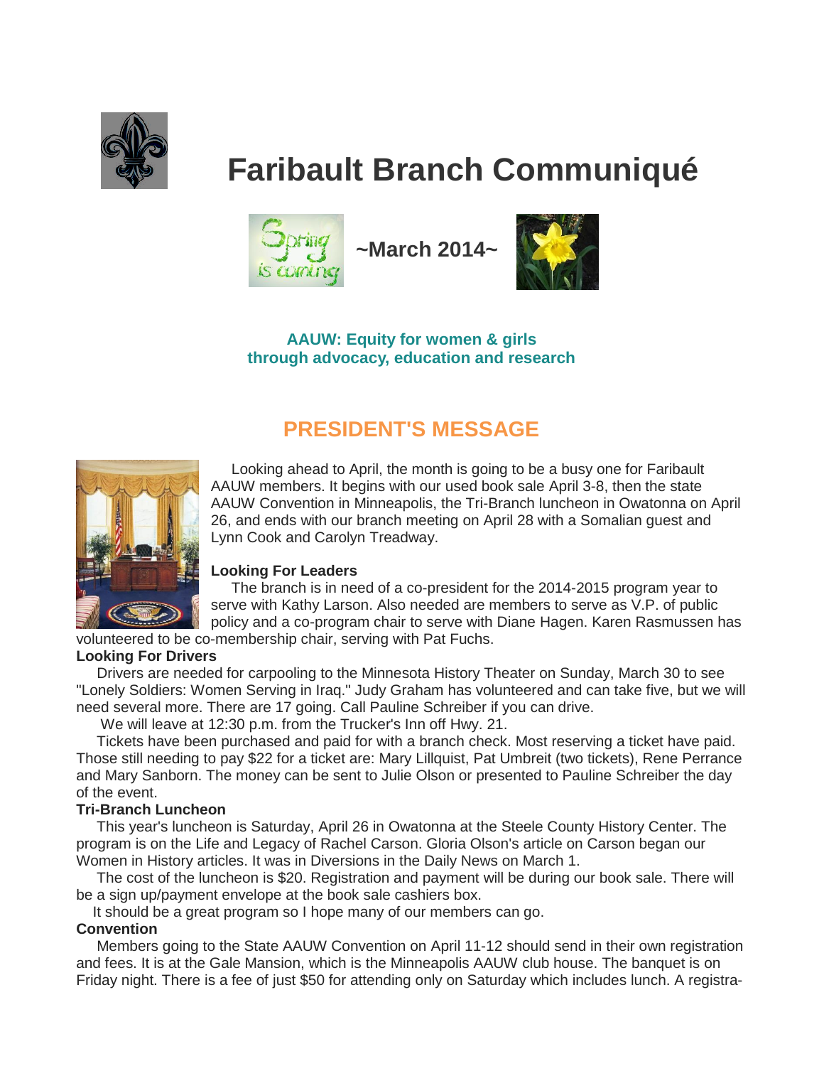# Faribault Branch Communiqué

**~March 2014~**

**AAUW: Equity for women & girls through advocacy, education and research**

## PRESIDENT'S MESSAGE

Looking ahead to April, the month is going to be a busy one for Faribault AAUW members. It begins with our used book sale April 3-8, then the state AAUW Convention in Minneapolis, the Tri-Branch luncheon in Owatonna on April 26, and ends with our branch meeting on April 28 with a Somalian guest and Lynn Cook and Carolyn Treadway.

**Looking For Leaders**

The branch is in need of a co-president for the 2014-2015 program year to serve with Kathy Larson. Also needed are members to serve as V.P. of public policy and a co-program chair to serve with Diane Hagen. Karen Rasmussen has volunteered to be co-membership chair, serving with Pat Fuchs.

**Looking For Drivers**

Drivers are needed for carpooling to the Minnesota History Theater on Sunday, March 30 to see "Lonely Soldiers: Women Serving in Iraq." Judy Graham has volunteered and can take five, but we will need several more. There are 17 going. Call Pauline Schreiber if you can drive.

We will leave at 12:30 p.m. from the Trucker's Inn off Hwy. 21.

Tickets have been purchased and paid for with a branch check. Most reserving a ticket have paid. Those still needing to pay $22 for a ticket are: Mary Lillquist, Pat Umbreit (two tickets), Rene Perrance and Mary Sanborn. The money can be sent to Julie Olson or presented to Pauline Schreiber the day of the event.

**Tri-Branch Luncheon**

This year's luncheon is Saturday, April 26 in Owatonna at the Steele County History Center. The program is on the Life and Legacy of Rachel Carson. Gloria Olson's article on Carson began our Women in History articles. It was in Diversions in the Daily News on March 1.

The cost of the luncheon is $20. Registration and payment will be during our book sale. There will be a sign up/payment envelope at the book sale cashiers box.

It should be a great program so I hope many of our members can go.

**Convention**

Members going to the State AAUW Convention on April 11-12 should send in their own registration and fees. It is at the Gale Mansion, which is the Minneapolis AAUW club house. The banquet is on Friday night. There is a fee of just $50 for attending only on Saturday which includes lunch. A registra-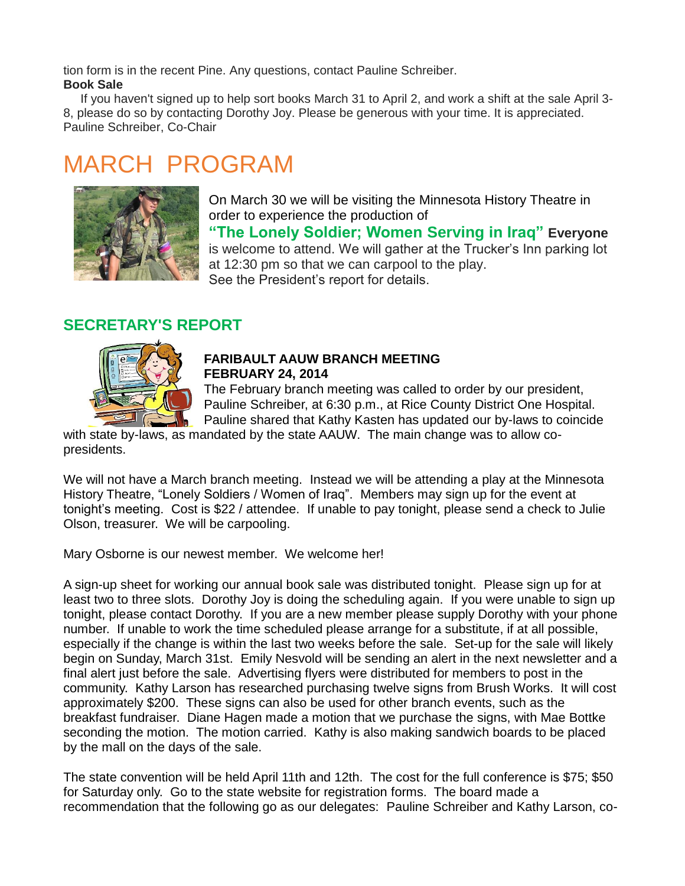tion form is in the recent Pine. Any questions, contact Pauline Schreiber.

**Book Sale**

If you haven't signed up to help sort books March 31 to April 2, and work a shift at the sale April 3-8, please do so by contacting Dorothy Joy. Please be generous with your time. It is appreciated.
Pauline Schreiber, Co-Chair

# MARCH PROGRAM

On March 30 we will be visiting the Minnesota History Theatre in order to experience the production of **"The Lonely Soldier; Women Serving in Iraq"** **Everyone** is welcome to attend. We will gather at the Trucker's Inn parking lot at 12:30 pm so that we can carpool to the play.
See the President's report for details.

## SECRETARY'S REPORT

**FARIBAULT AAUW BRANCH MEETING**
**FEBRUARY 24, 2014**

The February branch meeting was called to order by our president, Pauline Schreiber, at 6:30 p.m., at Rice County District One Hospital. Pauline shared that Kathy Kasten has updated our by-laws to coincide with state by-laws, as mandated by the state AAUW. The main change was to allow co-presidents.

We will not have a March branch meeting. Instead we will be attending a play at the Minnesota History Theatre, "Lonely Soldiers / Women of Iraq". Members may sign up for the event at tonight's meeting. Cost is $22 / attendee. If unable to pay tonight, please send a check to Julie Olson, treasurer. We will be carpooling.

Mary Osborne is our newest member. We welcome her!

A sign-up sheet for working our annual book sale was distributed tonight. Please sign up for at least two to three slots. Dorothy Joy is doing the scheduling again. If you were unable to sign up tonight, please contact Dorothy. If you are a new member please supply Dorothy with your phone number. If unable to work the time scheduled please arrange for a substitute, if at all possible, especially if the change is within the last two weeks before the sale. Set-up for the sale will likely begin on Sunday, March 31st. Emily Nesvold will be sending an alert in the next newsletter and a final alert just before the sale. Advertising flyers were distributed for members to post in the community. Kathy Larson has researched purchasing twelve signs from Brush Works. It will cost approximately $200. These signs can also be used for other branch events, such as the breakfast fundraiser. Diane Hagen made a motion that we purchase the signs, with Mae Bottke seconding the motion. The motion carried. Kathy is also making sandwich boards to be placed by the mall on the days of the sale.

The state convention will be held April 11th and 12th. The cost for the full conference is $75; $50 for Saturday only. Go to the state website for registration forms. The board made a recommendation that the following go as our delegates: Pauline Schreiber and Kathy Larson, co-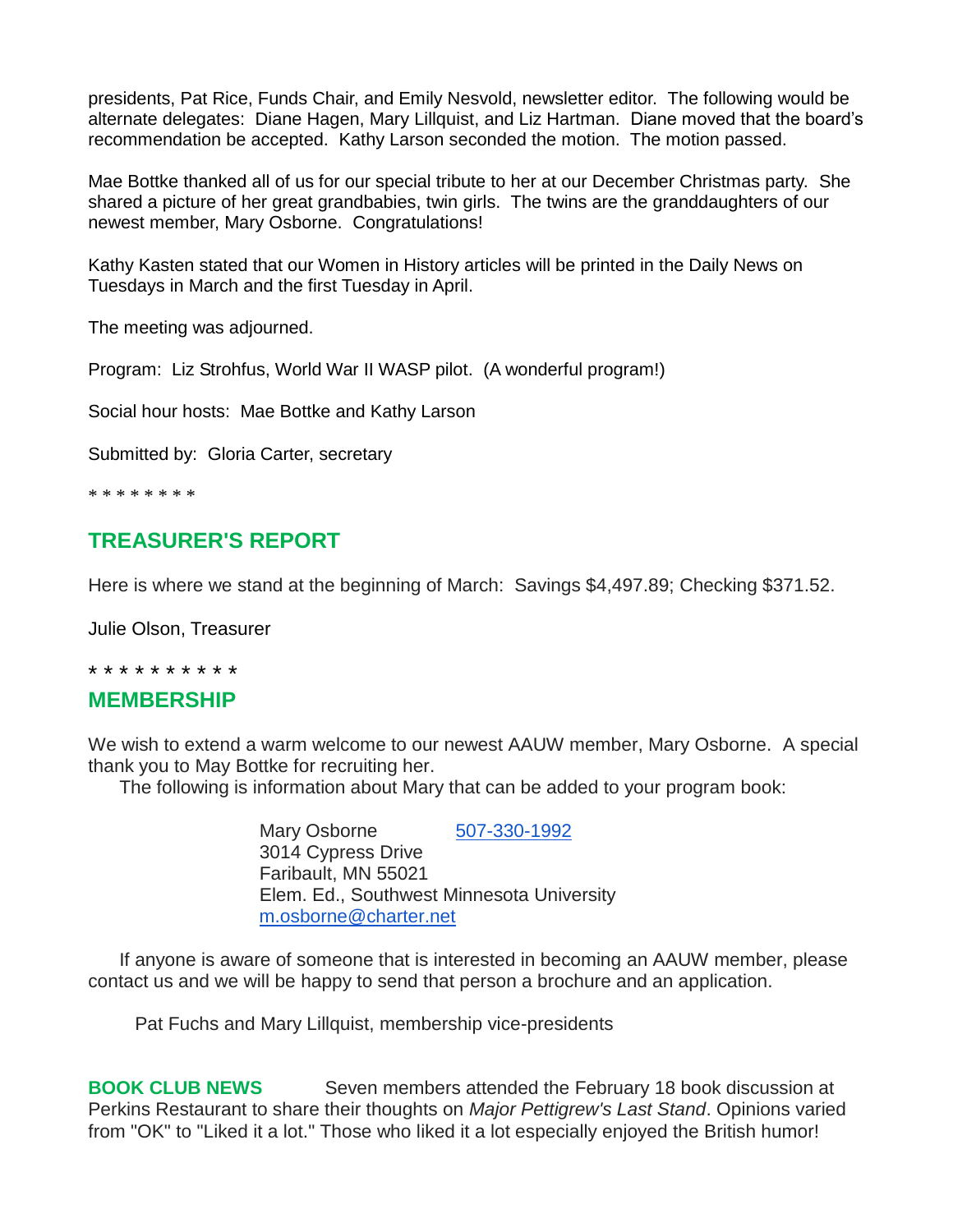presidents, Pat Rice, Funds Chair, and Emily Nesvold, newsletter editor. The following would be alternate delegates: Diane Hagen, Mary Lillquist, and Liz Hartman. Diane moved that the board's recommendation be accepted. Kathy Larson seconded the motion. The motion passed.

Mae Bottke thanked all of us for our special tribute to her at our December Christmas party. She shared a picture of her great grandbabies, twin girls. The twins are the granddaughters of our newest member, Mary Osborne. Congratulations!

Kathy Kasten stated that our Women in History articles will be printed in the Daily News on Tuesdays in March and the first Tuesday in April.

The meeting was adjourned.

Program: Liz Strohfus, World War II WASP pilot. (A wonderful program!)

Social hour hosts: Mae Bottke and Kathy Larson

Submitted by: Gloria Carter, secretary

* * * * * * * *

## TREASURER'S REPORT

Here is where we stand at the beginning of March: Savings $4,497.89; Checking $371.52.

Julie Olson, Treasurer

* * * * * * * * * *

## MEMBERSHIP

We wish to extend a warm welcome to our newest AAUW member, Mary Osborne. A special thank you to May Bottke for recruiting her.

The following is information about Mary that can be added to your program book:

Mary Osborne 507-330-1992  
3014 Cypress Drive  
Faribault, MN 55021  
Elem. Ed., Southwest Minnesota University  
m.osborne@charter.net

If anyone is aware of someone that is interested in becoming an AAUW member, please contact us and we will be happy to send that person a brochure and an application.

Pat Fuchs and Mary Lillquist, membership vice-presidents

**BOOK CLUB NEWS** Seven members attended the February 18 book discussion at Perkins Restaurant to share their thoughts on *Major Pettigrew's Last Stand*. Opinions varied from "OK" to "Liked it a lot." Those who liked it a lot especially enjoyed the British humor!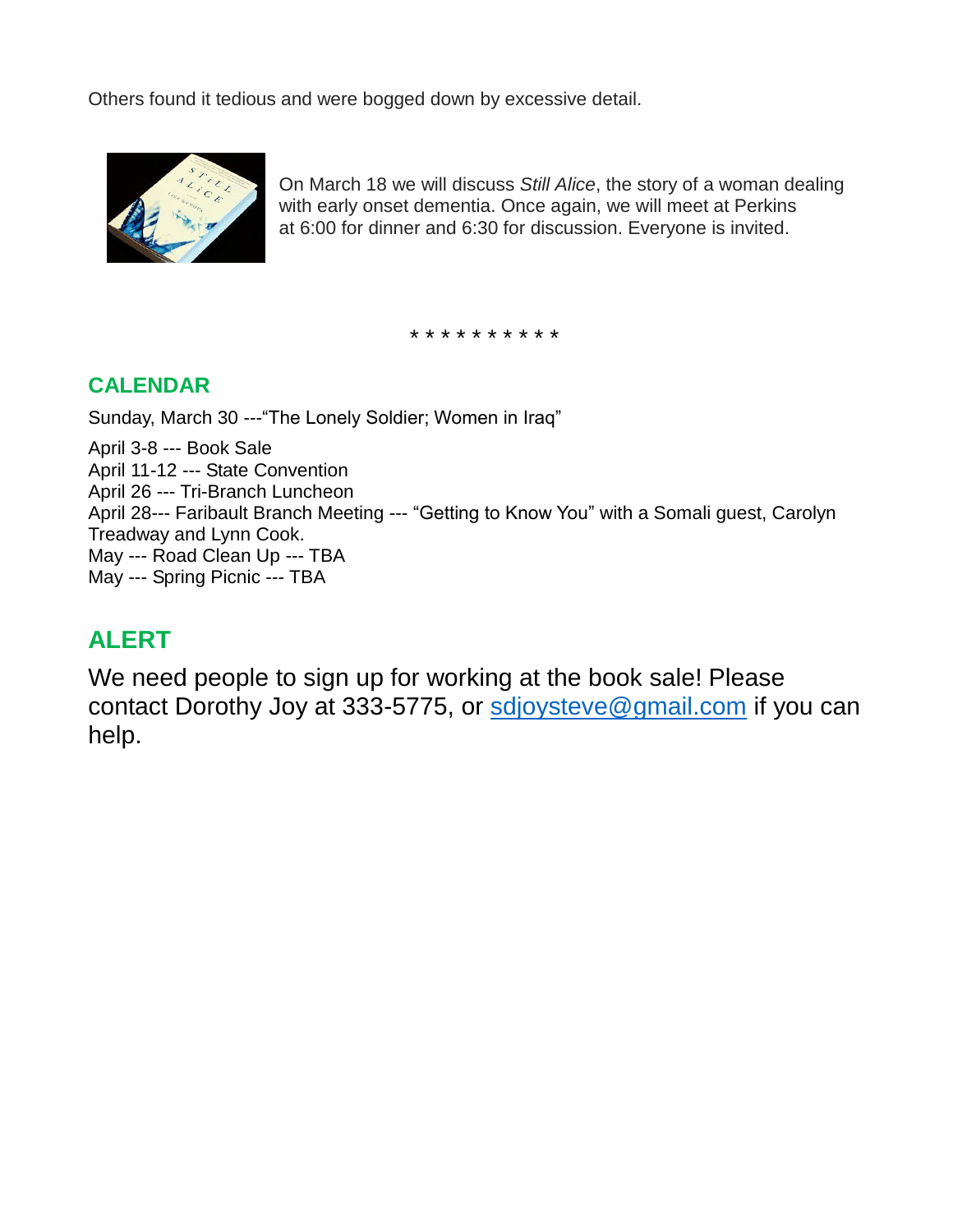Others found it tedious and were bogged down by excessive detail.

On March 18 we will discuss *Still Alice*, the story of a woman dealing with early onset dementia. Once again, we will meet at Perkins at 6:00 for dinner and 6:30 for discussion. Everyone is invited.

* * * * * * * * * *

## CALENDAR

Sunday, March 30 ---"The Lonely Soldier; Women in Iraq"

April 3-8 --- Book Sale
April 11-12 --- State Convention
April 26 --- Tri-Branch Luncheon
April 28--- Faribault Branch Meeting --- "Getting to Know You" with a Somali guest, Carolyn Treadway and Lynn Cook.
May --- Road Clean Up --- TBA
May --- Spring Picnic --- TBA

## ALERT

We need people to sign up for working at the book sale! Please contact Dorothy Joy at 333-5775, or sdjoysteve@gmail.com if you can help.